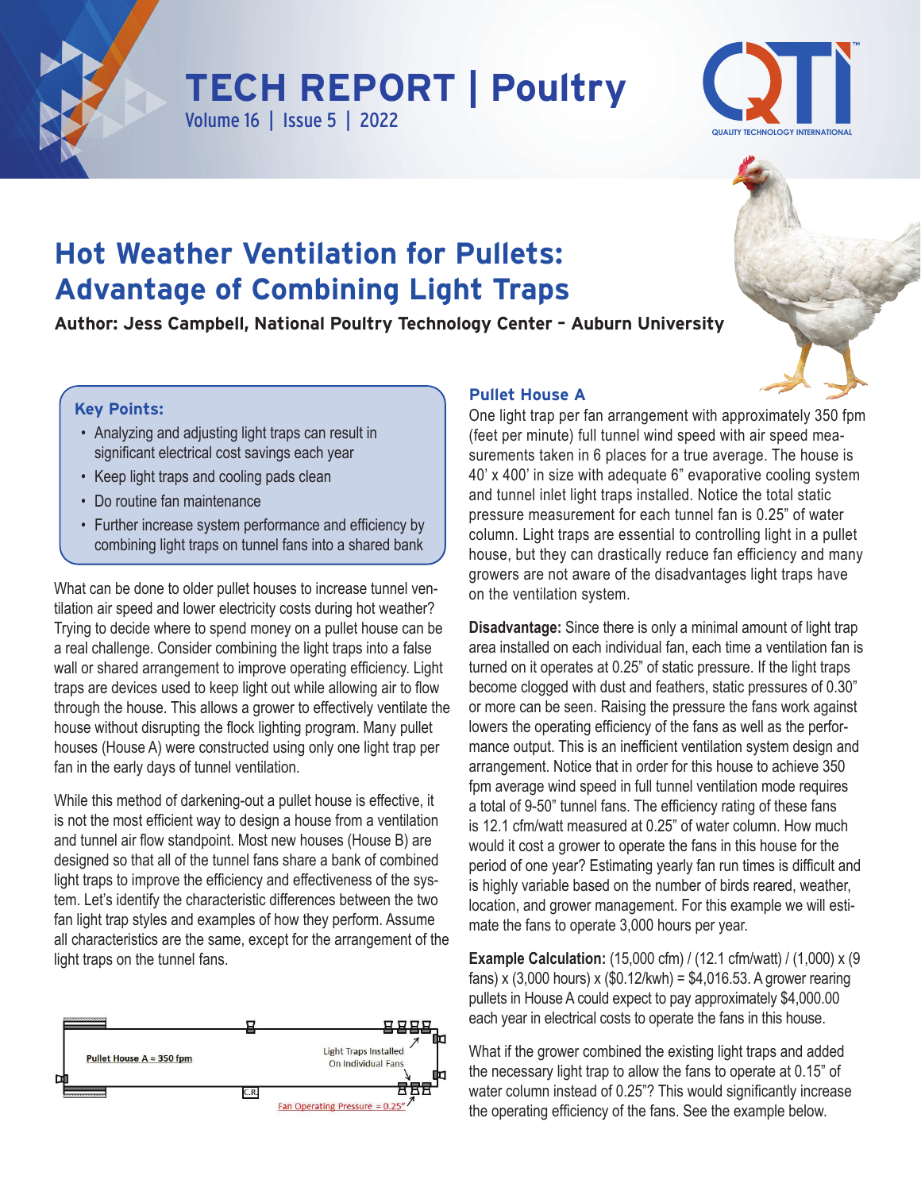# TECH REPORT | Poultry

Volume 16 | Issue 5 | 2022

QTI — QUALITY TECHNOLOGY INTERNATIONAL

## Hot Weather Ventilation for Pullets: Advantage of Combining Light Traps

**Author: Jess Campbell, National Poultry Technology Center – Auburn University**

**Key Points:**

- Analyzing and adjusting light traps can result in significant electrical cost savings each year
- Keep light traps and cooling pads clean
- Do routine fan maintenance
- Further increase system performance and efficiency by combining light traps on tunnel fans into a shared bank

What can be done to older pullet houses to increase tunnel ventilation air speed and lower electricity costs during hot weather? Trying to decide where to spend money on a pullet house can be a real challenge. Consider combining the light traps into a false wall or shared arrangement to improve operating efficiency. Light traps are devices used to keep light out while allowing air to flow through the house. This allows a grower to effectively ventilate the house without disrupting the flock lighting program. Many pullet houses (House A) were constructed using only one light trap per fan in the early days of tunnel ventilation.

While this method of darkening-out a pullet house is effective, it is not the most efficient way to design a house from a ventilation and tunnel air flow standpoint. Most new houses (House B) are designed so that all of the tunnel fans share a bank of combined light traps to improve the efficiency and effectiveness of the system. Let's identify the characteristic differences between the two fan light trap styles and examples of how they perform. Assume all characteristics are the same, except for the arrangement of the light traps on the tunnel fans.

Pullet House A ≈ 350 fpm — Light Traps Installed On Individual Fans — Fan Operating Pressure = 0.25" — C.R.

### Pullet House A

One light trap per fan arrangement with approximately 350 fpm (feet per minute) full tunnel wind speed with air speed measurements taken in 6 places for a true average. The house is 40' x 400' in size with adequate 6" evaporative cooling system and tunnel inlet light traps installed. Notice the total static pressure measurement for each tunnel fan is 0.25" of water column. Light traps are essential to controlling light in a pullet house, but they can drastically reduce fan efficiency and many growers are not aware of the disadvantages light traps have on the ventilation system.

**Disadvantage:** Since there is only a minimal amount of light trap area installed on each individual fan, each time a ventilation fan is turned on it operates at 0.25" of static pressure. If the light traps become clogged with dust and feathers, static pressures of 0.30" or more can be seen. Raising the pressure the fans work against lowers the operating efficiency of the fans as well as the performance output. This is an inefficient ventilation system design and arrangement. Notice that in order for this house to achieve 350 fpm average wind speed in full tunnel ventilation mode requires a total of 9-50" tunnel fans. The efficiency rating of these fans is 12.1 cfm/watt measured at 0.25" of water column. How much would it cost a grower to operate the fans in this house for the period of one year? Estimating yearly fan run times is difficult and is highly variable based on the number of birds reared, weather, location, and grower management. For this example we will estimate the fans to operate 3,000 hours per year.

**Example Calculation:** (15,000 cfm) / (12.1 cfm/watt) / (1,000) x (9 fans) x (3,000 hours) x ($0.12/kwh) = $4,016.53. A grower rearing pullets in House A could expect to pay approximately $4,000.00 each year in electrical costs to operate the fans in this house.

What if the grower combined the existing light traps and added the necessary light trap to allow the fans to operate at 0.15" of water column instead of 0.25"? This would significantly increase the operating efficiency of the fans. See the example below.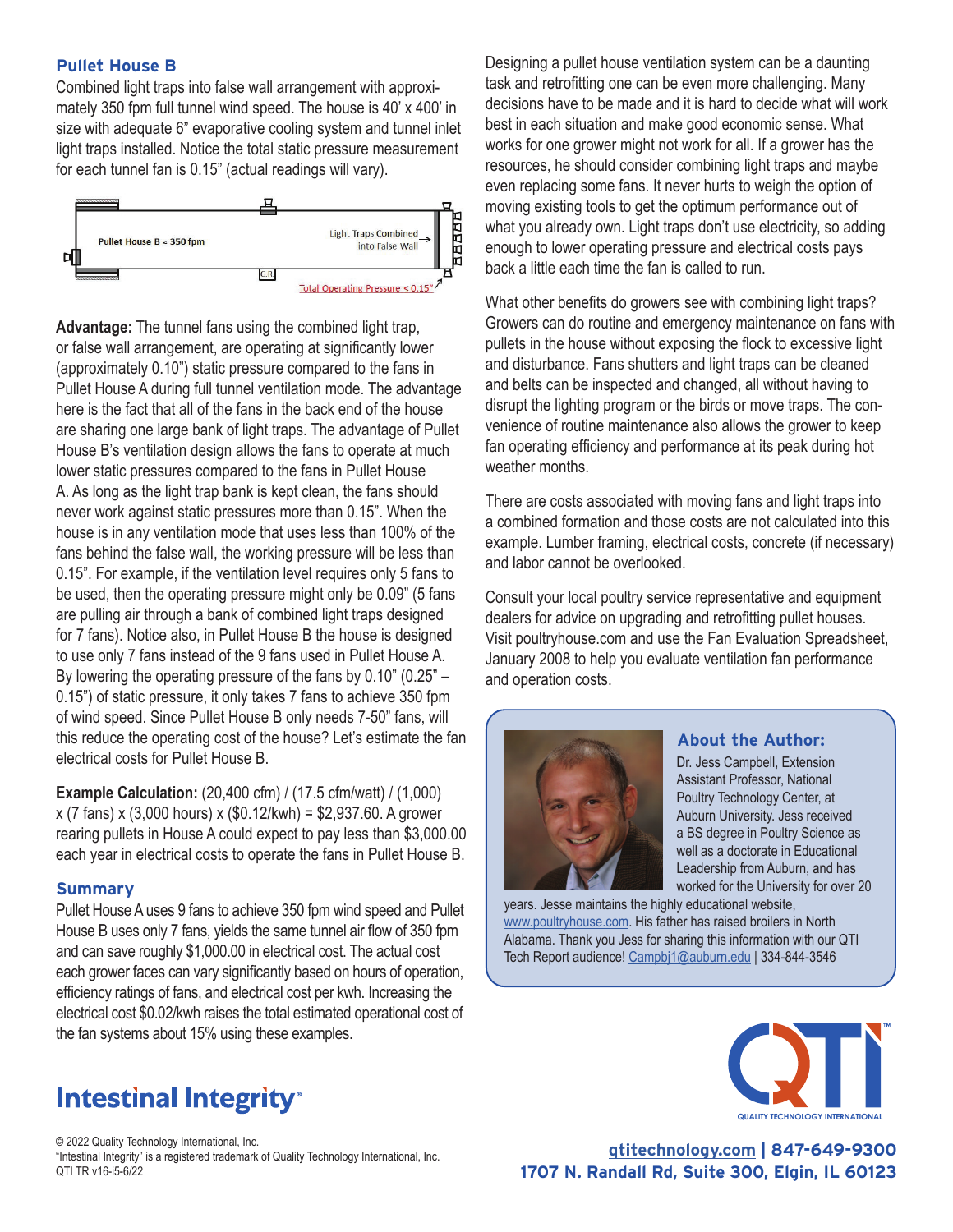## Pullet House B

Combined light traps into false wall arrangement with approximately 350 fpm full tunnel wind speed. The house is 40' x 400' in size with adequate 6" evaporative cooling system and tunnel inlet light traps installed. Notice the total static pressure measurement for each tunnel fan is 0.15" (actual readings will vary).

Pullet House B ≈ 350 fpm

Light Traps Combined into False Wall

C.R.

Total Operating Pressure < 0.15"

**Advantage:** The tunnel fans using the combined light trap, or false wall arrangement, are operating at significantly lower (approximately 0.10") static pressure compared to the fans in Pullet House A during full tunnel ventilation mode. The advantage here is the fact that all of the fans in the back end of the house are sharing one large bank of light traps. The advantage of Pullet House B's ventilation design allows the fans to operate at much lower static pressures compared to the fans in Pullet House A. As long as the light trap bank is kept clean, the fans should never work against static pressures more than 0.15". When the house is in any ventilation mode that uses less than 100% of the fans behind the false wall, the working pressure will be less than 0.15". For example, if the ventilation level requires only 5 fans to be used, then the operating pressure might only be 0.09" (5 fans are pulling air through a bank of combined light traps designed for 7 fans). Notice also, in Pullet House B the house is designed to use only 7 fans instead of the 9 fans used in Pullet House A. By lowering the operating pressure of the fans by 0.10" (0.25" – 0.15") of static pressure, it only takes 7 fans to achieve 350 fpm of wind speed. Since Pullet House B only needs 7-50" fans, will this reduce the operating cost of the house? Let's estimate the fan electrical costs for Pullet House B.

**Example Calculation:** (20,400 cfm) / (17.5 cfm/watt) / (1,000) x (7 fans) x (3,000 hours) x ($0.12/kwh) = $2,937.60. A grower rearing pullets in House A could expect to pay less than $3,000.00 each year in electrical costs to operate the fans in Pullet House B.

## Summary

Pullet House A uses 9 fans to achieve 350 fpm wind speed and Pullet House B uses only 7 fans, yields the same tunnel air flow of 350 fpm and can save roughly $1,000.00 in electrical cost. The actual cost each grower faces can vary significantly based on hours of operation, efficiency ratings of fans, and electrical cost per kwh. Increasing the electrical cost $0.02/kwh raises the total estimated operational cost of the fan systems about 15% using these examples.

Designing a pullet house ventilation system can be a daunting task and retrofitting one can be even more challenging. Many decisions have to be made and it is hard to decide what will work best in each situation and make good economic sense. What works for one grower might not work for all. If a grower has the resources, he should consider combining light traps and maybe even replacing some fans. It never hurts to weigh the option of moving existing tools to get the optimum performance out of what you already own. Light traps don't use electricity, so adding enough to lower operating pressure and electrical costs pays back a little each time the fan is called to run.

What other benefits do growers see with combining light traps? Growers can do routine and emergency maintenance on fans with pullets in the house without exposing the flock to excessive light and disturbance. Fans shutters and light traps can be cleaned and belts can be inspected and changed, all without having to disrupt the lighting program or the birds or move traps. The convenience of routine maintenance also allows the grower to keep fan operating efficiency and performance at its peak during hot weather months.

There are costs associated with moving fans and light traps into a combined formation and those costs are not calculated into this example. Lumber framing, electrical costs, concrete (if necessary) and labor cannot be overlooked.

Consult your local poultry service representative and equipment dealers for advice on upgrading and retrofitting pullet houses. Visit poultryhouse.com and use the Fan Evaluation Spreadsheet, January 2008 to help you evaluate ventilation fan performance and operation costs.

### About the Author:

Dr. Jess Campbell, Extension Assistant Professor, National Poultry Technology Center, at Auburn University. Jess received a BS degree in Poultry Science as well as a doctorate in Educational Leadership from Auburn, and has worked for the University for over 20 years. Jesse maintains the highly educational website, www.poultryhouse.com. His father has raised broilers in North Alabama. Thank you Jess for sharing this information with our QTI Tech Report audience! Campbj1@auburn.edu | 334-844-3546

Intestinal Integrity®

© 2022 Quality Technology International, Inc.
"Intestinal Integrity" is a registered trademark of Quality Technology International, Inc.
QTI TR v16-i5-6/22

QTI™ QUALITY TECHNOLOGY INTERNATIONAL

qtitechnology.com | 847-649-9300
1707 N. Randall Rd, Suite 300, Elgin, IL 60123